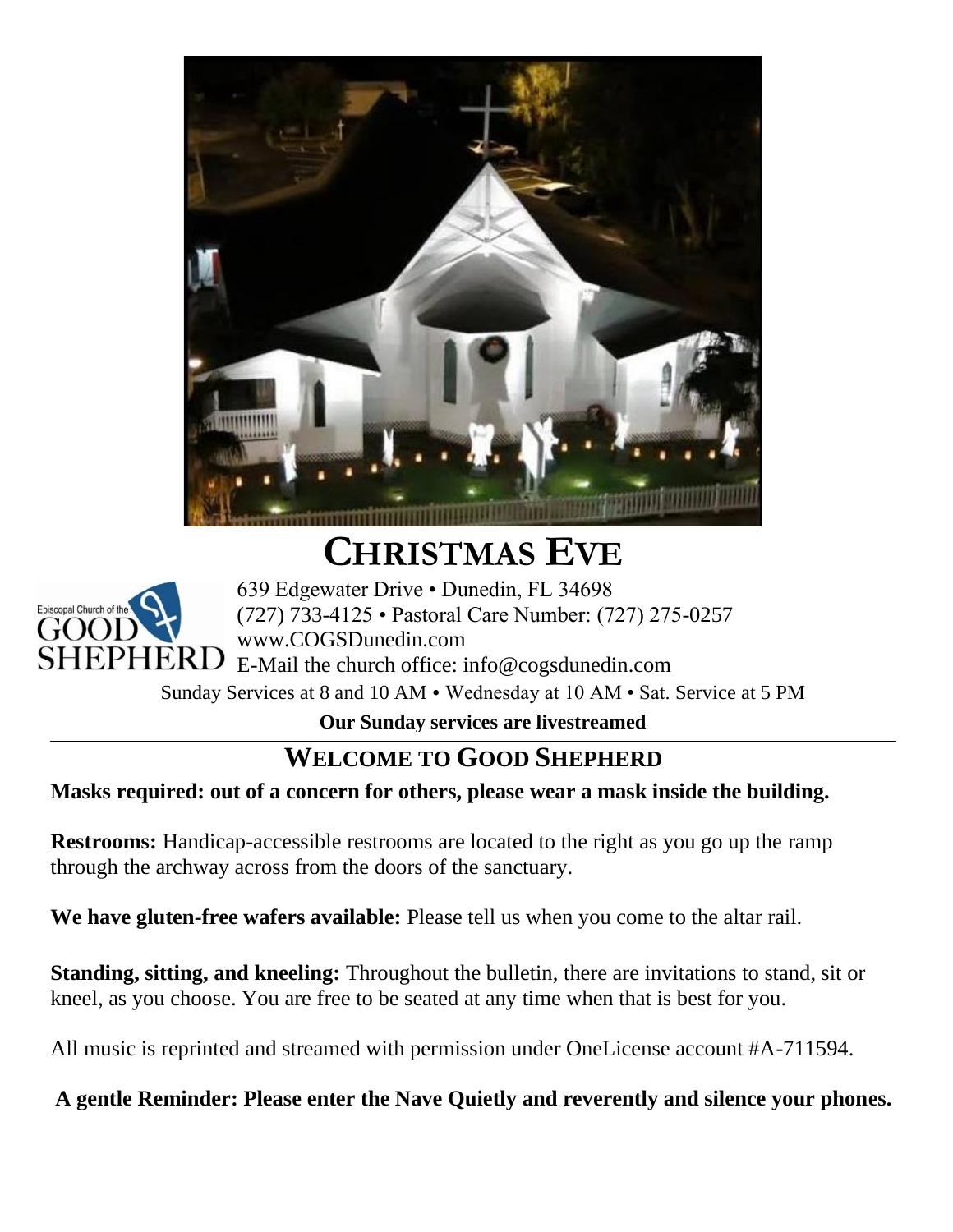# CHRISTMAS EVE

Episcopal Church of the GOOD SHEPHERD

639 Edgewater Drive • Dunedin, FL 34698
(727) 733-4125 • Pastoral Care Number: (727) 275-0257
www.COGSDunedin.com
E-Mail the church office: info@cogsdunedin.com

Sunday Services at 8 and 10 AM • Wednesday at 10 AM • Sat. Service at 5 PM

**Our Sunday services are livestreamed**

## WELCOME TO GOOD SHEPHERD

**Masks required: out of a concern for others, please wear a mask inside the building.**

**Restrooms:** Handicap-accessible restrooms are located to the right as you go up the ramp through the archway across from the doors of the sanctuary.

**We have gluten-free wafers available:** Please tell us when you come to the altar rail.

**Standing, sitting, and kneeling:** Throughout the bulletin, there are invitations to stand, sit or kneel, as you choose. You are free to be seated at any time when that is best for you.

All music is reprinted and streamed with permission under OneLicense account #A-711594.

**A gentle Reminder: Please enter the Nave Quietly and reverently and silence your phones.**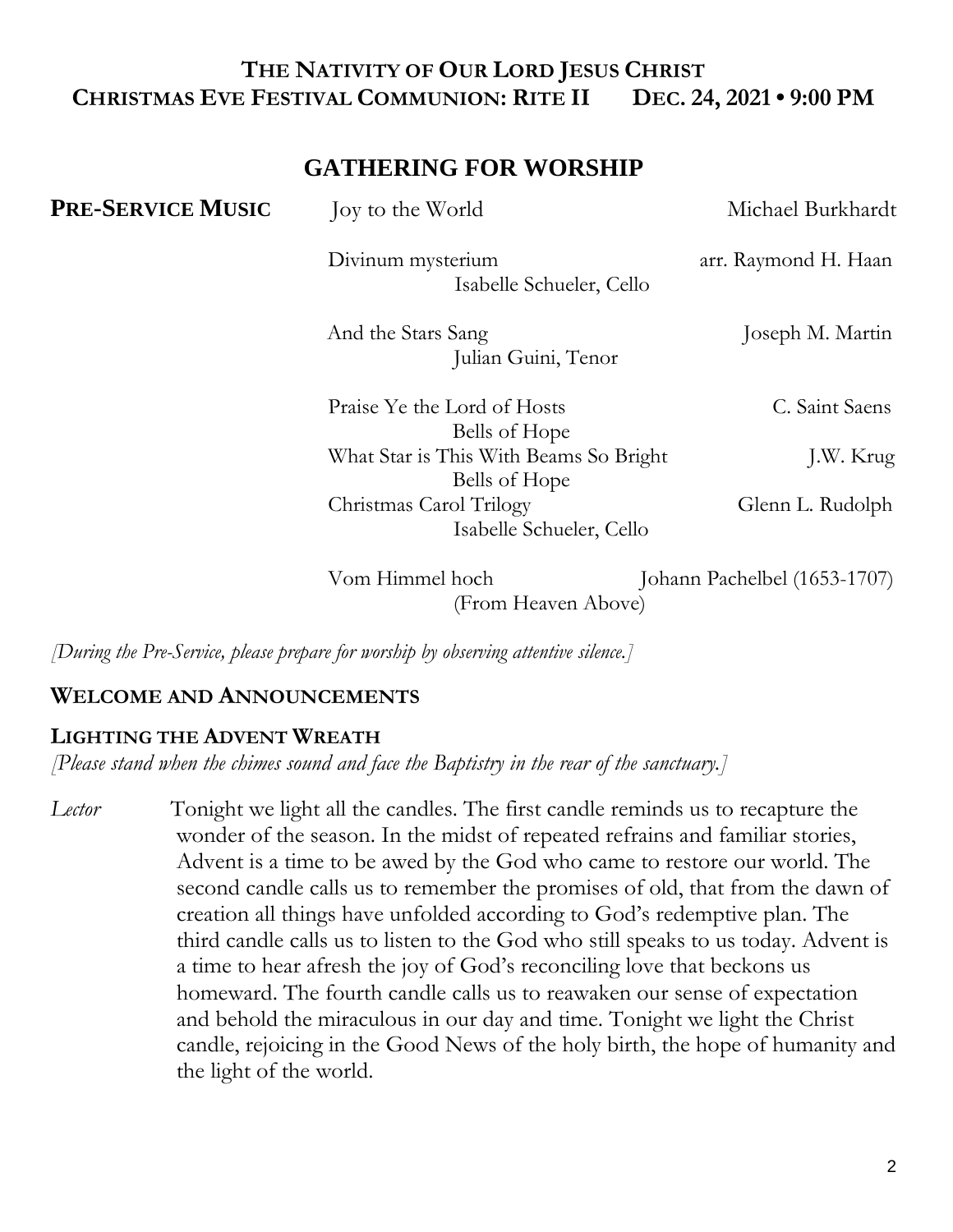**THE NATIVITY OF OUR LORD JESUS CHRIST**
**CHRISTMAS EVE FESTIVAL COMMUNION: RITE II DEC. 24, 2021 • 9:00 PM**

## GATHERING FOR WORSHIP

**PRE-SERVICE MUSIC**

Joy to the World — Michael Burkhardt

Divinum mysterium — arr. Raymond H. Haan
Isabelle Schueler, Cello

And the Stars Sang — Joseph M. Martin
Julian Guini, Tenor

Praise Ye the Lord of Hosts — C. Saint Saens
Bells of Hope

What Star is This With Beams So Bright — J.W. Krug
Bells of Hope

Christmas Carol Trilogy — Glenn L. Rudolph
Isabelle Schueler, Cello

Vom Himmel hoch — Johann Pachelbel (1653-1707)
(From Heaven Above)

*[During the Pre-Service, please prepare for worship by observing attentive silence.]*

**WELCOME AND ANNOUNCEMENTS**

**LIGHTING THE ADVENT WREATH**

*[Please stand when the chimes sound and face the Baptistry in the rear of the sanctuary.]*

*Lector* Tonight we light all the candles. The first candle reminds us to recapture the wonder of the season. In the midst of repeated refrains and familiar stories, Advent is a time to be awed by the God who came to restore our world. The second candle calls us to remember the promises of old, that from the dawn of creation all things have unfolded according to God's redemptive plan. The third candle calls us to listen to the God who still speaks to us today. Advent is a time to hear afresh the joy of God's reconciling love that beckons us homeward. The fourth candle calls us to reawaken our sense of expectation and behold the miraculous in our day and time. Tonight we light the Christ candle, rejoicing in the Good News of the holy birth, the hope of humanity and the light of the world.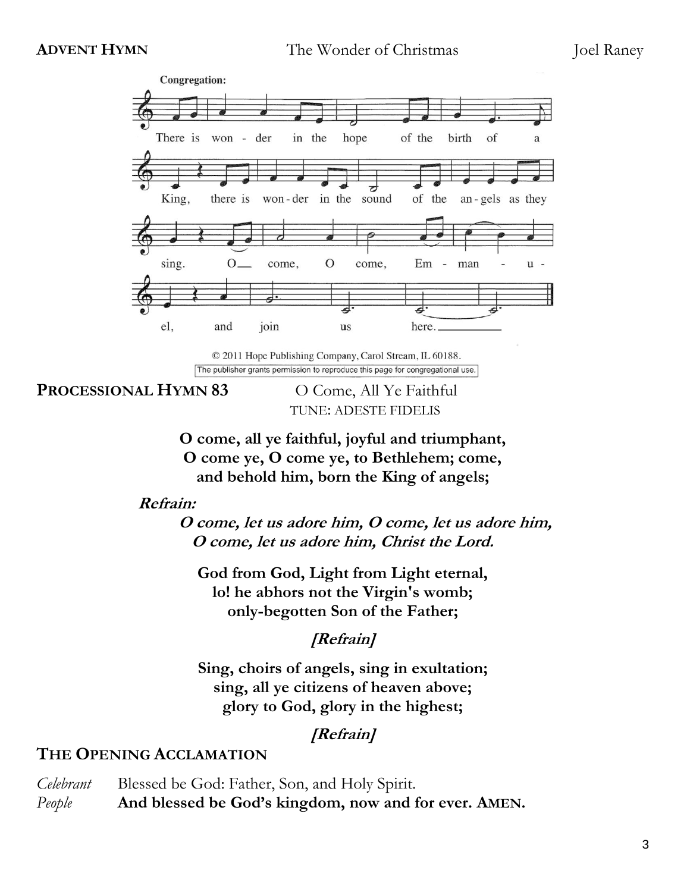**ADVENT HYMN** The Wonder of Christmas Joel Raney

© 2011 Hope Publishing Company, Carol Stream, IL 60188.

The publisher grants permission to reproduce this page for congregational use.

**PROCESSIONAL HYMN 83** O Come, All Ye Faithful

TUNE: ADESTE FIDELIS

**O come, all ye faithful, joyful and triumphant,**
**O come ye, O come ye, to Bethlehem; come,**
**and behold him, born the King of angels;**

***Refrain:***

***O come, let us adore him, O come, let us adore him,***
***O come, let us adore him, Christ the Lord.***

**God from God, Light from Light eternal,**
**lo! he abhors not the Virgin's womb;**
**only-begotten Son of the Father;**

***[Refrain]***

**Sing, choirs of angels, sing in exultation;**
**sing, all ye citizens of heaven above;**
**glory to God, glory in the highest;**

***[Refrain]***

**THE OPENING ACCLAMATION**

*Celebrant* Blessed be God: Father, Son, and Holy Spirit.
*People* **And blessed be God's kingdom, now and for ever. AMEN.**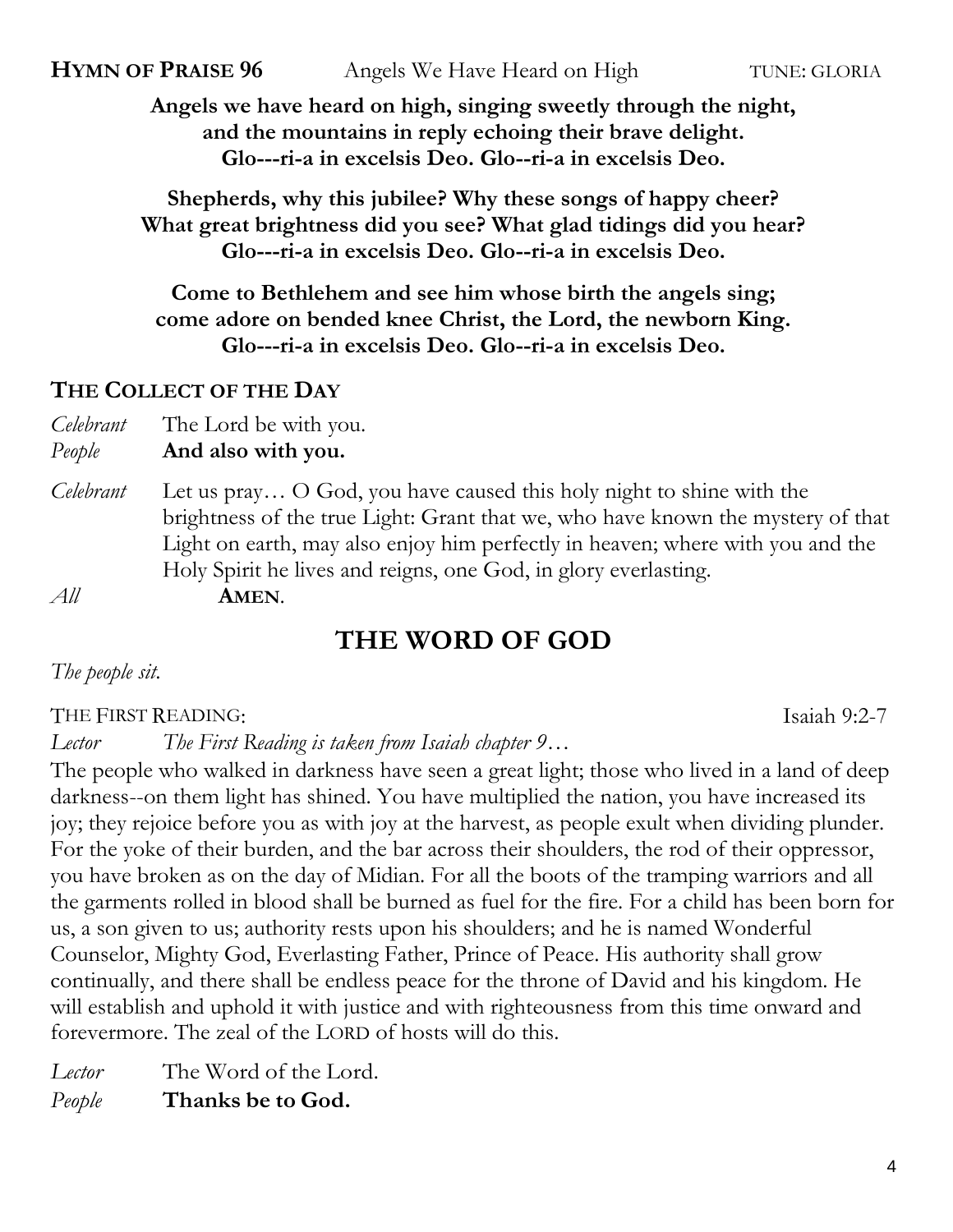**HYMN OF PRAISE 96** Angels We Have Heard on High TUNE: GLORIA

**Angels we have heard on high, singing sweetly through the night,**
**and the mountains in reply echoing their brave delight.**
**Glo---ri-a in excelsis Deo. Glo--ri-a in excelsis Deo.**

**Shepherds, why this jubilee? Why these songs of happy cheer?**
**What great brightness did you see? What glad tidings did you hear?**
**Glo---ri-a in excelsis Deo. Glo--ri-a in excelsis Deo.**

**Come to Bethlehem and see him whose birth the angels sing;**
**come adore on bended knee Christ, the Lord, the newborn King.**
**Glo---ri-a in excelsis Deo. Glo--ri-a in excelsis Deo.**

**THE COLLECT OF THE DAY**

*Celebrant* The Lord be with you.
*People* **And also with you.**

*Celebrant* Let us pray… O God, you have caused this holy night to shine with the brightness of the true Light: Grant that we, who have known the mystery of that Light on earth, may also enjoy him perfectly in heaven; where with you and the Holy Spirit he lives and reigns, one God, in glory everlasting.
*All* **AMEN**.

## THE WORD OF GOD

*The people sit.*

THE FIRST READING: Isaiah 9:2-7

*Lector* *The First Reading is taken from Isaiah chapter 9…*

The people who walked in darkness have seen a great light; those who lived in a land of deep darkness--on them light has shined. You have multiplied the nation, you have increased its joy; they rejoice before you as with joy at the harvest, as people exult when dividing plunder. For the yoke of their burden, and the bar across their shoulders, the rod of their oppressor, you have broken as on the day of Midian. For all the boots of the tramping warriors and all the garments rolled in blood shall be burned as fuel for the fire. For a child has been born for us, a son given to us; authority rests upon his shoulders; and he is named Wonderful Counselor, Mighty God, Everlasting Father, Prince of Peace. His authority shall grow continually, and there shall be endless peace for the throne of David and his kingdom. He will establish and uphold it with justice and with righteousness from this time onward and forevermore. The zeal of the LORD of hosts will do this.

*Lector* The Word of the Lord.
*People* **Thanks be to God.**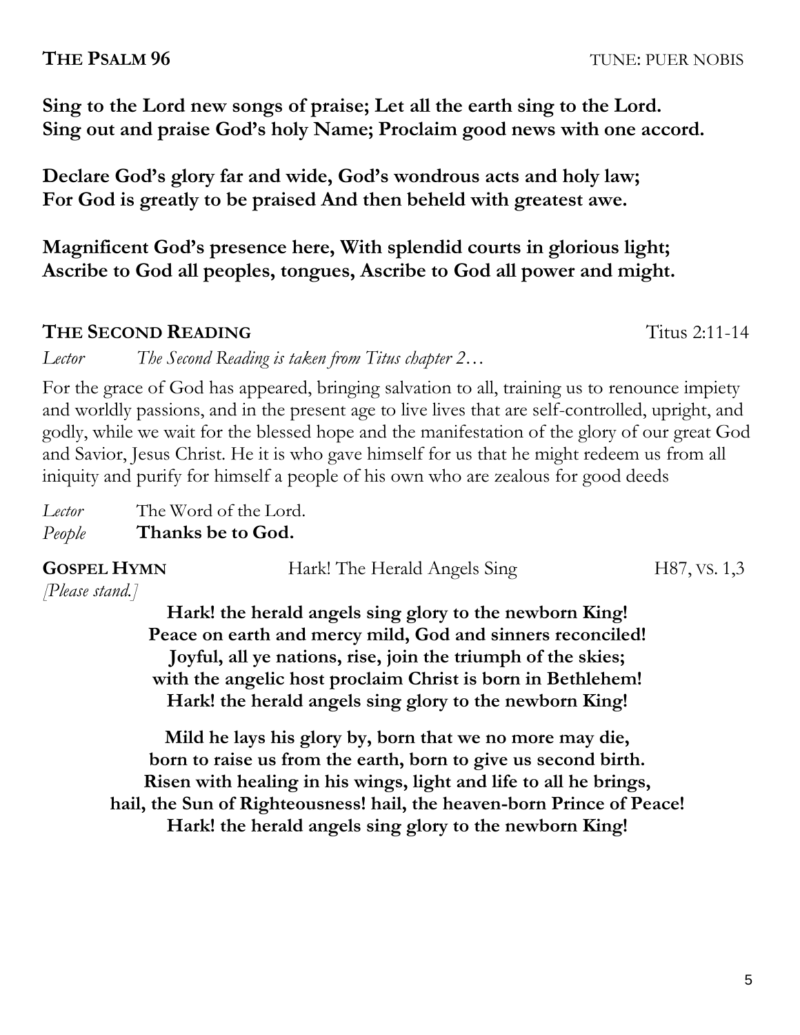**THE PSALM 96** TUNE: PUER NOBIS

**Sing to the Lord new songs of praise; Let all the earth sing to the Lord.**
**Sing out and praise God's holy Name; Proclaim good news with one accord.**

**Declare God's glory far and wide, God's wondrous acts and holy law;**
**For God is greatly to be praised And then beheld with greatest awe.**

**Magnificent God's presence here, With splendid courts in glorious light;**
**Ascribe to God all peoples, tongues, Ascribe to God all power and might.**

**THE SECOND READING** Titus 2:11-14

*Lector* *The Second Reading is taken from Titus chapter 2…*

For the grace of God has appeared, bringing salvation to all, training us to renounce impiety and worldly passions, and in the present age to live lives that are self-controlled, upright, and godly, while we wait for the blessed hope and the manifestation of the glory of our great God and Savior, Jesus Christ. He it is who gave himself for us that he might redeem us from all iniquity and purify for himself a people of his own who are zealous for good deeds

*Lector* The Word of the Lord.
*People* **Thanks be to God.**

**GOSPEL HYMN** Hark! The Herald Angels Sing H87, VS. 1,3
*[Please stand.]*

**Hark! the herald angels sing glory to the newborn King!**
**Peace on earth and mercy mild, God and sinners reconciled!**
**Joyful, all ye nations, rise, join the triumph of the skies;**
**with the angelic host proclaim Christ is born in Bethlehem!**
**Hark! the herald angels sing glory to the newborn King!**

**Mild he lays his glory by, born that we no more may die,**
**born to raise us from the earth, born to give us second birth.**
**Risen with healing in his wings, light and life to all he brings,**
**hail, the Sun of Righteousness! hail, the heaven-born Prince of Peace!**
**Hark! the herald angels sing glory to the newborn King!**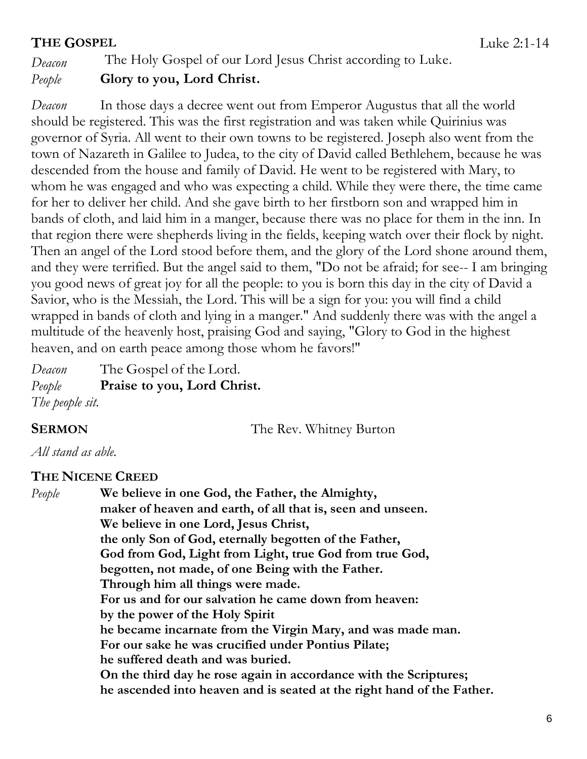**THE GOSPEL** Luke 2:1-14

*Deacon* The Holy Gospel of our Lord Jesus Christ according to Luke.
*People* **Glory to you, Lord Christ.**

*Deacon* In those days a decree went out from Emperor Augustus that all the world should be registered. This was the first registration and was taken while Quirinius was governor of Syria. All went to their own towns to be registered. Joseph also went from the town of Nazareth in Galilee to Judea, to the city of David called Bethlehem, because he was descended from the house and family of David. He went to be registered with Mary, to whom he was engaged and who was expecting a child. While they were there, the time came for her to deliver her child. And she gave birth to her firstborn son and wrapped him in bands of cloth, and laid him in a manger, because there was no place for them in the inn. In that region there were shepherds living in the fields, keeping watch over their flock by night. Then an angel of the Lord stood before them, and the glory of the Lord shone around them, and they were terrified. But the angel said to them, "Do not be afraid; for see-- I am bringing you good news of great joy for all the people: to you is born this day in the city of David a Savior, who is the Messiah, the Lord. This will be a sign for you: you will find a child wrapped in bands of cloth and lying in a manger." And suddenly there was with the angel a multitude of the heavenly host, praising God and saying, "Glory to God in the highest heaven, and on earth peace among those whom he favors!"

*Deacon* The Gospel of the Lord.
*People* **Praise to you, Lord Christ.**
*The people sit.*

**SERMON** The Rev. Whitney Burton

*All stand as able.*

**THE NICENE CREED**

*People* **We believe in one God, the Father, the Almighty,**
**maker of heaven and earth, of all that is, seen and unseen.**
**We believe in one Lord, Jesus Christ,**
**the only Son of God, eternally begotten of the Father,**
**God from God, Light from Light, true God from true God,**
**begotten, not made, of one Being with the Father.**
**Through him all things were made.**
**For us and for our salvation he came down from heaven:**
**by the power of the Holy Spirit**
**he became incarnate from the Virgin Mary, and was made man.**
**For our sake he was crucified under Pontius Pilate;**
**he suffered death and was buried.**
**On the third day he rose again in accordance with the Scriptures;**
**he ascended into heaven and is seated at the right hand of the Father.**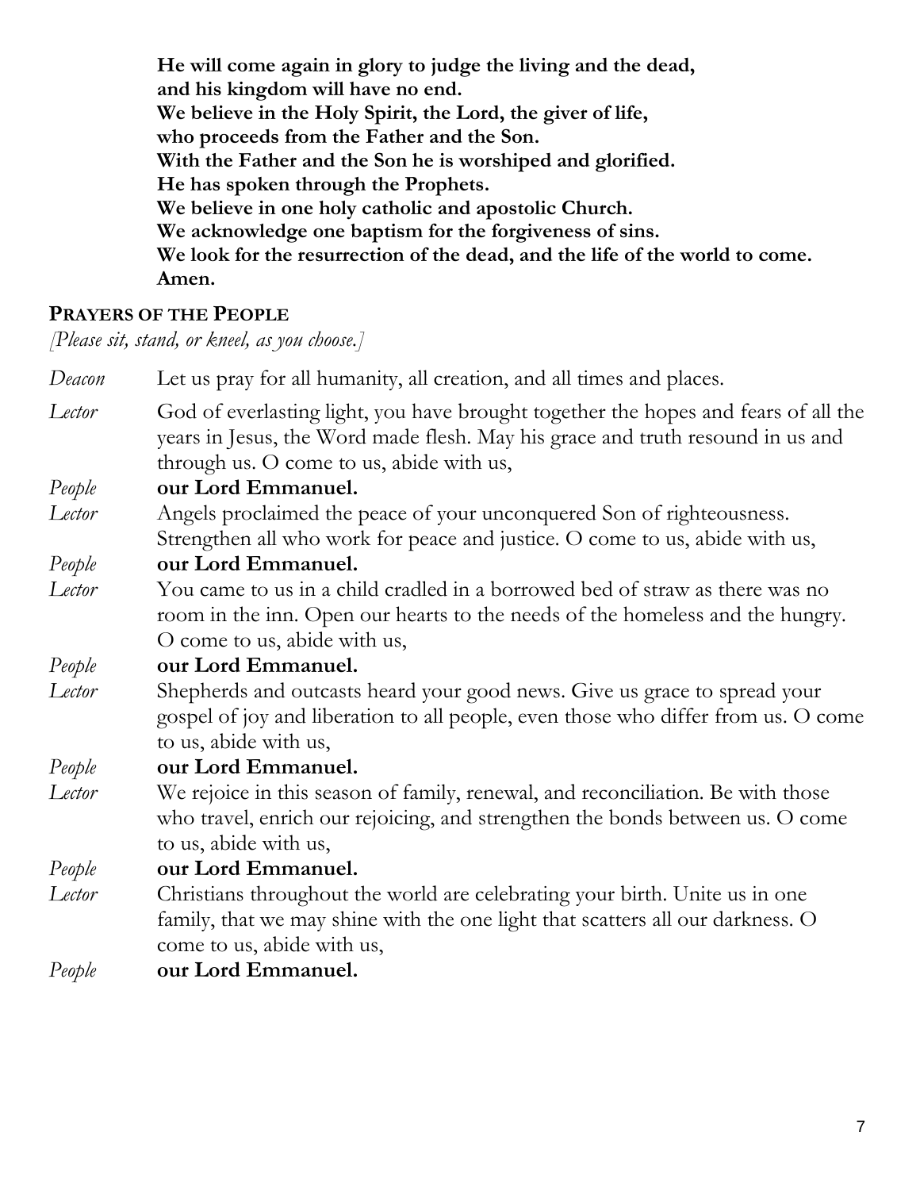**He will come again in glory to judge the living and the dead,**
**and his kingdom will have no end.**
**We believe in the Holy Spirit, the Lord, the giver of life,**
**who proceeds from the Father and the Son.**
**With the Father and the Son he is worshiped and glorified.**
**He has spoken through the Prophets.**
**We believe in one holy catholic and apostolic Church.**
**We acknowledge one baptism for the forgiveness of sins.**
**We look for the resurrection of the dead, and the life of the world to come.**
**Amen.**

## PRAYERS OF THE PEOPLE

*[Please sit, stand, or kneel, as you choose.]*

*Deacon* Let us pray for all humanity, all creation, and all times and places.

*Lector* God of everlasting light, you have brought together the hopes and fears of all the years in Jesus, the Word made flesh. May his grace and truth resound in us and through us. O come to us, abide with us,

*People* **our Lord Emmanuel.**

*Lector* Angels proclaimed the peace of your unconquered Son of righteousness. Strengthen all who work for peace and justice. O come to us, abide with us,

*People* **our Lord Emmanuel.**

*Lector* You came to us in a child cradled in a borrowed bed of straw as there was no room in the inn. Open our hearts to the needs of the homeless and the hungry. O come to us, abide with us,

*People* **our Lord Emmanuel.**

*Lector* Shepherds and outcasts heard your good news. Give us grace to spread your gospel of joy and liberation to all people, even those who differ from us. O come to us, abide with us,

*People* **our Lord Emmanuel.**

*Lector* We rejoice in this season of family, renewal, and reconciliation. Be with those who travel, enrich our rejoicing, and strengthen the bonds between us. O come to us, abide with us,

*People* **our Lord Emmanuel.**

*Lector* Christians throughout the world are celebrating your birth. Unite us in one family, that we may shine with the one light that scatters all our darkness. O come to us, abide with us,

*People* **our Lord Emmanuel.**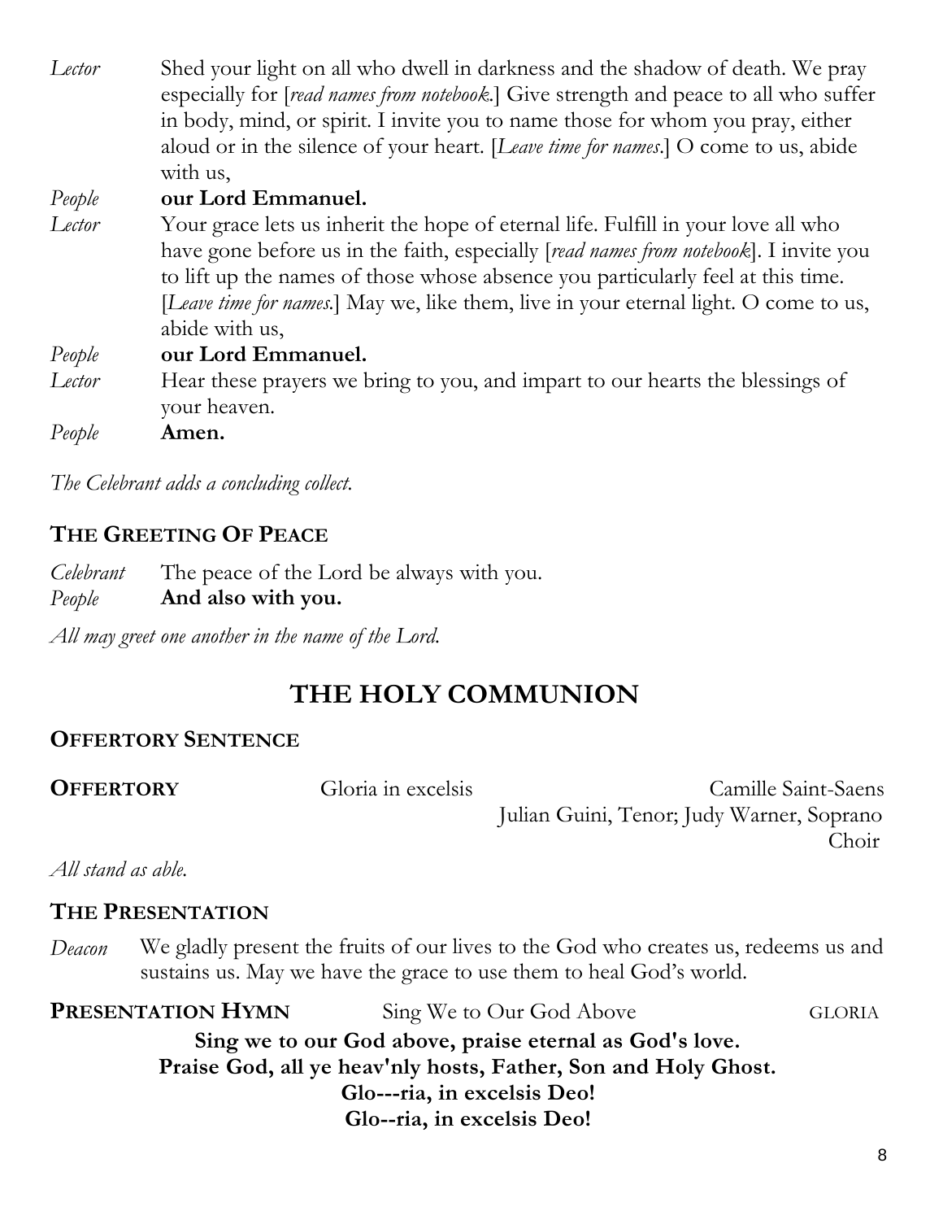*Lector* Shed your light on all who dwell in darkness and the shadow of death. We pray especially for [*read names from notebook*.] Give strength and peace to all who suffer in body, mind, or spirit. I invite you to name those for whom you pray, either aloud or in the silence of your heart. [*Leave time for names*.] O come to us, abide with us,

*People* **our Lord Emmanuel.**

*Lector* Your grace lets us inherit the hope of eternal life. Fulfill in your love all who have gone before us in the faith, especially [*read names from notebook*]. I invite you to lift up the names of those whose absence you particularly feel at this time. [*Leave time for names*.] May we, like them, live in your eternal light. O come to us, abide with us,

*People* **our Lord Emmanuel.**

*Lector* Hear these prayers we bring to you, and impart to our hearts the blessings of your heaven.

*People* **Amen.**

*The Celebrant adds a concluding collect.*

## THE GREETING OF PEACE

*Celebrant* The peace of the Lord be always with you.
*People* **And also with you.**

*All may greet one another in the name of the Lord.*

# THE HOLY COMMUNION

## OFFERTORY SENTENCE

**OFFERTORY** Gloria in excelsis Camille Saint-Saens
Julian Guini, Tenor; Judy Warner, Soprano
Choir

*All stand as able.*

## THE PRESENTATION

*Deacon* We gladly present the fruits of our lives to the God who creates us, redeems us and sustains us. May we have the grace to use them to heal God's world.

**PRESENTATION HYMN** Sing We to Our God Above GLORIA

**Sing we to our God above, praise eternal as God's love.**
**Praise God, all ye heav'nly hosts, Father, Son and Holy Ghost.**
**Glo---ria, in excelsis Deo!**
**Glo--ria, in excelsis Deo!**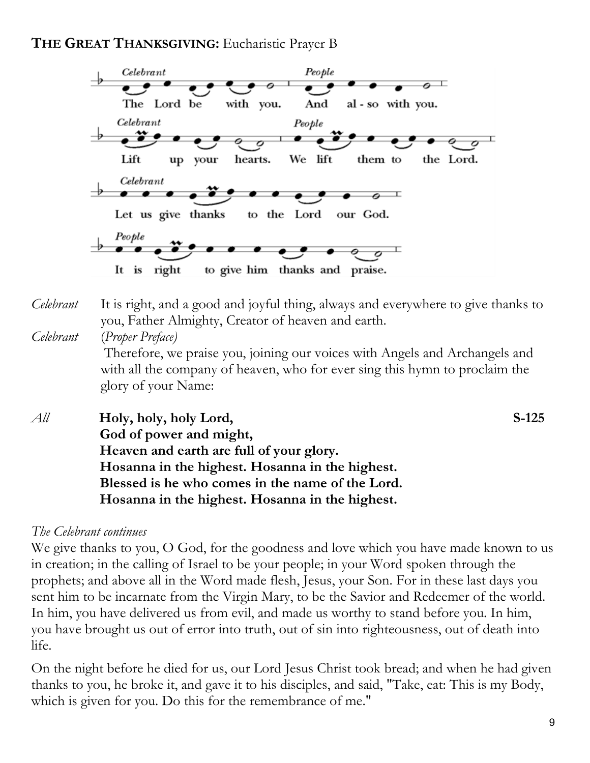**THE GREAT THANKSGIVING:** Eucharistic Prayer B

*Celebrant* The Lord be with you. *People* And al - so with you.

*Celebrant* Lift up your hearts. *People* We lift them to the Lord.

*Celebrant* Let us give thanks to the Lord our God.

*People* It is right to give him thanks and praise.

*Celebrant* It is right, and a good and joyful thing, always and everywhere to give thanks to you, Father Almighty, Creator of heaven and earth.

*Celebrant* (*Proper Preface*)
Therefore, we praise you, joining our voices with Angels and Archangels and with all the company of heaven, who for ever sing this hymn to proclaim the glory of your Name:

*All* **Holy, holy, holy Lord,** **S-125**
**God of power and might,**
**Heaven and earth are full of your glory.**
**Hosanna in the highest. Hosanna in the highest.**
**Blessed is he who comes in the name of the Lord.**
**Hosanna in the highest. Hosanna in the highest.**

*The Celebrant continues*

We give thanks to you, O God, for the goodness and love which you have made known to us in creation; in the calling of Israel to be your people; in your Word spoken through the prophets; and above all in the Word made flesh, Jesus, your Son. For in these last days you sent him to be incarnate from the Virgin Mary, to be the Savior and Redeemer of the world. In him, you have delivered us from evil, and made us worthy to stand before you. In him, you have brought us out of error into truth, out of sin into righteousness, out of death into life.

On the night before he died for us, our Lord Jesus Christ took bread; and when he had given thanks to you, he broke it, and gave it to his disciples, and said, "Take, eat: This is my Body, which is given for you. Do this for the remembrance of me."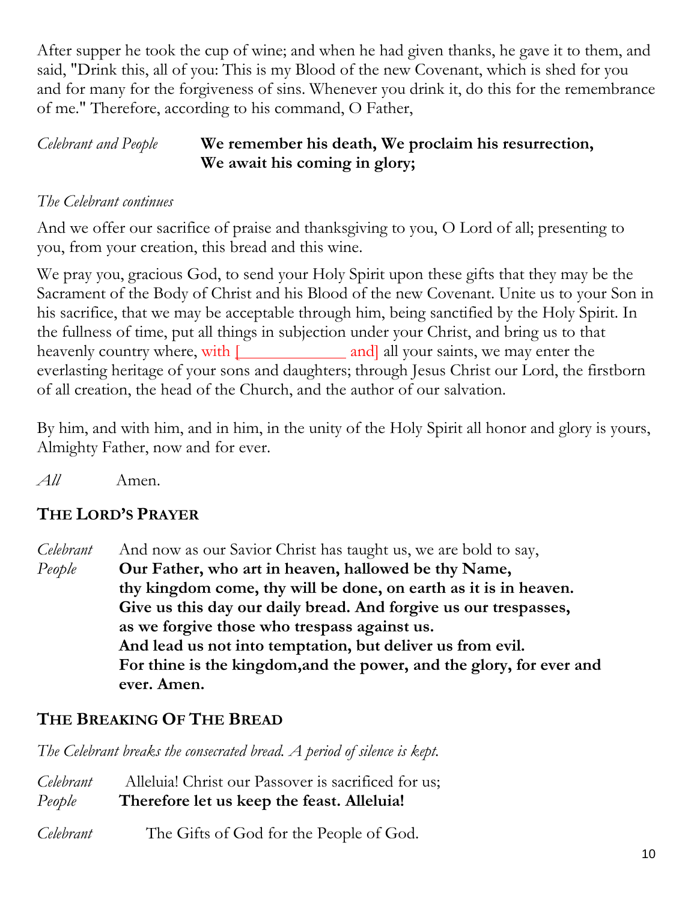After supper he took the cup of wine; and when he had given thanks, he gave it to them, and said, "Drink this, all of you: This is my Blood of the new Covenant, which is shed for you and for many for the forgiveness of sins. Whenever you drink it, do this for the remembrance of me." Therefore, according to his command, O Father,

*Celebrant and People* **We remember his death, We proclaim his resurrection, We await his coming in glory;**

*The Celebrant continues*

And we offer our sacrifice of praise and thanksgiving to you, O Lord of all; presenting to you, from your creation, this bread and this wine.

We pray you, gracious God, to send your Holy Spirit upon these gifts that they may be the Sacrament of the Body of Christ and his Blood of the new Covenant. Unite us to your Son in his sacrifice, that we may be acceptable through him, being sanctified by the Holy Spirit. In the fullness of time, put all things in subjection under your Christ, and bring us to that heavenly country where, with [____________ and] all your saints, we may enter the everlasting heritage of your sons and daughters; through Jesus Christ our Lord, the firstborn of all creation, the head of the Church, and the author of our salvation.

By him, and with him, and in him, in the unity of the Holy Spirit all honor and glory is yours, Almighty Father, now and for ever.

*All* Amen.

## THE LORD'S PRAYER

*Celebrant* And now as our Savior Christ has taught us, we are bold to say,

*People* **Our Father, who art in heaven, hallowed be thy Name,
thy kingdom come, thy will be done, on earth as it is in heaven.
Give us this day our daily bread. And forgive us our trespasses,
as we forgive those who trespass against us.
And lead us not into temptation, but deliver us from evil.
For thine is the kingdom,and the power, and the glory, for ever and ever. Amen.**

## THE BREAKING OF THE BREAD

*The Celebrant breaks the consecrated bread. A period of silence is kept.*

*Celebrant* Alleluia! Christ our Passover is sacrificed for us;

*People* **Therefore let us keep the feast. Alleluia!**

*Celebrant* The Gifts of God for the People of God.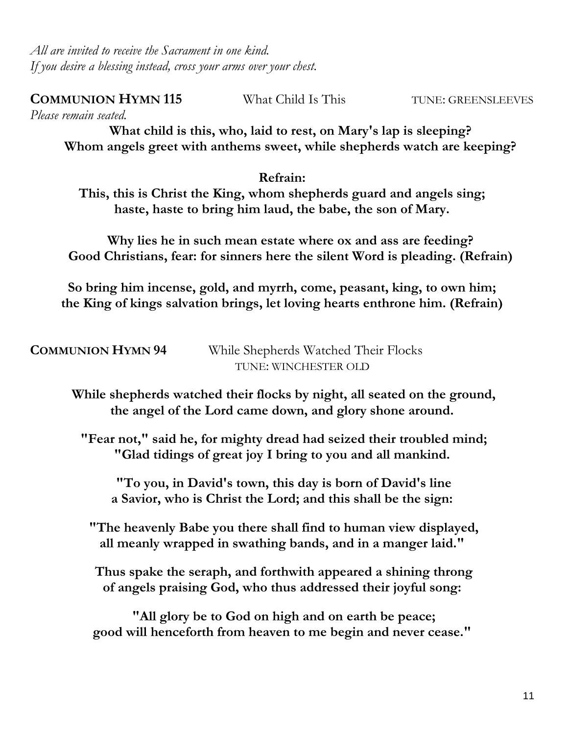*All are invited to receive the Sacrament in one kind.*
*If you desire a blessing instead, cross your arms over your chest.*

**COMMUNION HYMN 115** What Child Is This TUNE: GREENSLEEVES

*Please remain seated.*

**What child is this, who, laid to rest, on Mary's lap is sleeping?**
**Whom angels greet with anthems sweet, while shepherds watch are keeping?**

**Refrain:**
**This, this is Christ the King, whom shepherds guard and angels sing;**
**haste, haste to bring him laud, the babe, the son of Mary.**

**Why lies he in such mean estate where ox and ass are feeding?**
**Good Christians, fear: for sinners here the silent Word is pleading. (Refrain)**

**So bring him incense, gold, and myrrh, come, peasant, king, to own him;**
**the King of kings salvation brings, let loving hearts enthrone him. (Refrain)**

**COMMUNION HYMN 94** While Shepherds Watched Their Flocks
TUNE: WINCHESTER OLD

**While shepherds watched their flocks by night, all seated on the ground,**
**the angel of the Lord came down, and glory shone around.**

**"Fear not," said he, for mighty dread had seized their troubled mind;**
**"Glad tidings of great joy I bring to you and all mankind.**

**"To you, in David's town, this day is born of David's line**
**a Savior, who is Christ the Lord; and this shall be the sign:**

**"The heavenly Babe you there shall find to human view displayed,**
**all meanly wrapped in swathing bands, and in a manger laid."**

**Thus spake the seraph, and forthwith appeared a shining throng**
**of angels praising God, who thus addressed their joyful song:**

**"All glory be to God on high and on earth be peace;**
**good will henceforth from heaven to me begin and never cease."**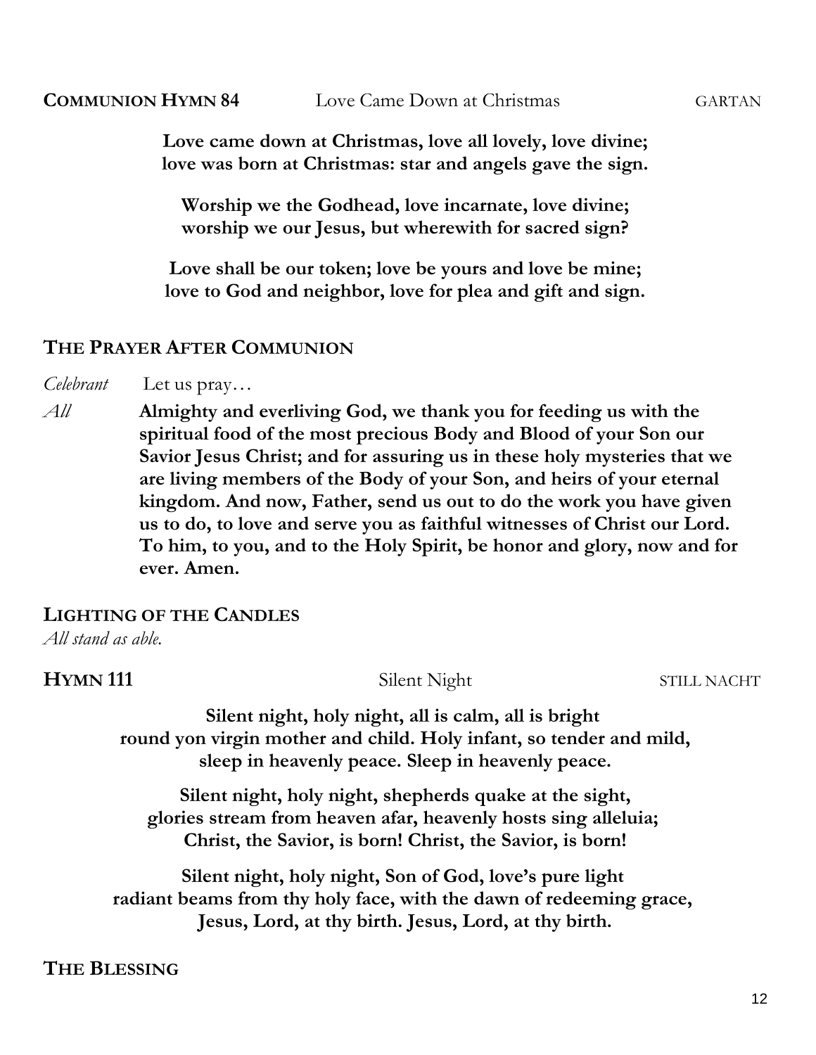**COMMUNION HYMN 84** Love Came Down at Christmas GARTAN

**Love came down at Christmas, love all lovely, love divine;**
**love was born at Christmas: star and angels gave the sign.**

**Worship we the Godhead, love incarnate, love divine;**
**worship we our Jesus, but wherewith for sacred sign?**

**Love shall be our token; love be yours and love be mine;**
**love to God and neighbor, love for plea and gift and sign.**

## THE PRAYER AFTER COMMUNION

*Celebrant* Let us pray…

*All* **Almighty and everliving God, we thank you for feeding us with the spiritual food of the most precious Body and Blood of your Son our Savior Jesus Christ; and for assuring us in these holy mysteries that we are living members of the Body of your Son, and heirs of your eternal kingdom. And now, Father, send us out to do the work you have given us to do, to love and serve you as faithful witnesses of Christ our Lord. To him, to you, and to the Holy Spirit, be honor and glory, now and for ever. Amen.**

## LIGHTING OF THE CANDLES

*All stand as able.*

**HYMN 111** Silent Night STILL NACHT

**Silent night, holy night, all is calm, all is bright**
**round yon virgin mother and child. Holy infant, so tender and mild,**
**sleep in heavenly peace. Sleep in heavenly peace.**

**Silent night, holy night, shepherds quake at the sight,**
**glories stream from heaven afar, heavenly hosts sing alleluia;**
**Christ, the Savior, is born! Christ, the Savior, is born!**

**Silent night, holy night, Son of God, love's pure light**
**radiant beams from thy holy face, with the dawn of redeeming grace,**
**Jesus, Lord, at thy birth. Jesus, Lord, at thy birth.**

## THE BLESSING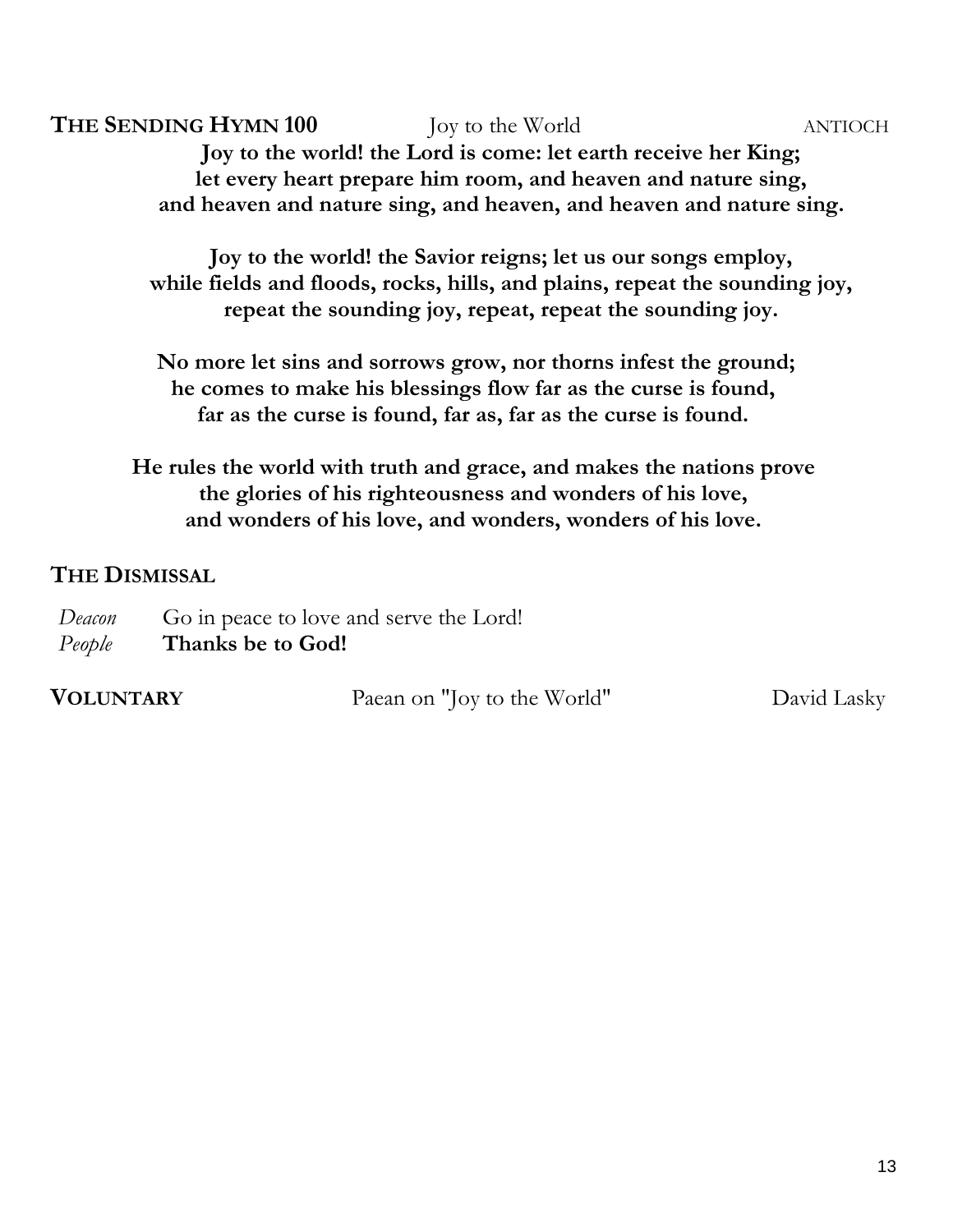**THE SENDING HYMN 100** Joy to the World ANTIOCH

**Joy to the world! the Lord is come: let earth receive her King;**
**let every heart prepare him room, and heaven and nature sing,**
**and heaven and nature sing, and heaven, and heaven and nature sing.**

**Joy to the world! the Savior reigns; let us our songs employ,**
**while fields and floods, rocks, hills, and plains, repeat the sounding joy,**
**repeat the sounding joy, repeat, repeat the sounding joy.**

**No more let sins and sorrows grow, nor thorns infest the ground;**
**he comes to make his blessings flow far as the curse is found,**
**far as the curse is found, far as, far as the curse is found.**

**He rules the world with truth and grace, and makes the nations prove**
**the glories of his righteousness and wonders of his love,**
**and wonders of his love, and wonders, wonders of his love.**

**THE DISMISSAL**

*Deacon* Go in peace to love and serve the Lord!
*People* **Thanks be to God!**

**VOLUNTARY** Paean on "Joy to the World" David Lasky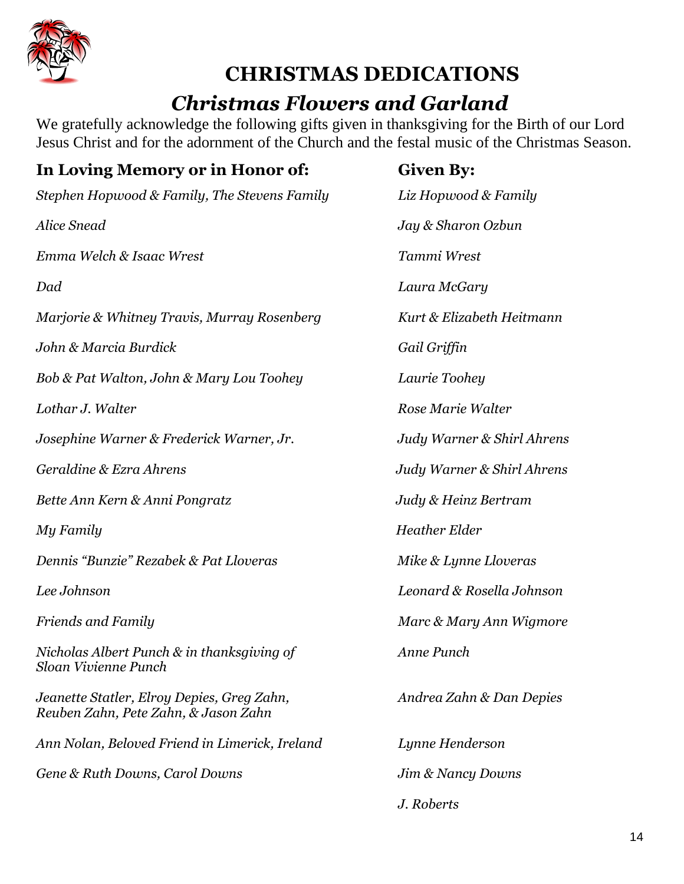# CHRISTMAS DEDICATIONS

## *Christmas Flowers and Garland*

We gratefully acknowledge the following gifts given in thanksgiving for the Birth of our Lord Jesus Christ and for the adornment of the Church and the festal music of the Christmas Season.

| In Loving Memory or in Honor of: | Given By: |
|---|---|
| *Stephen Hopwood & Family, The Stevens Family* | *Liz Hopwood & Family* |
| *Alice Snead* | *Jay & Sharon Ozbun* |
| *Emma Welch & Isaac Wrest* | *Tammi Wrest* |
| *Dad* | *Laura McGary* |
| *Marjorie & Whitney Travis, Murray Rosenberg* | *Kurt & Elizabeth Heitmann* |
| *John & Marcia Burdick* | *Gail Griffin* |
| *Bob & Pat Walton, John & Mary Lou Toohey* | *Laurie Toohey* |
| *Lothar J. Walter* | *Rose Marie Walter* |
| *Josephine Warner & Frederick Warner, Jr.* | *Judy Warner & Shirl Ahrens* |
| *Geraldine & Ezra Ahrens* | *Judy Warner & Shirl Ahrens* |
| *Bette Ann Kern & Anni Pongratz* | *Judy & Heinz Bertram* |
| *My Family* | *Heather Elder* |
| *Dennis "Bunzie" Rezabek & Pat Lloveras* | *Mike & Lynne Lloveras* |
| *Lee Johnson* | *Leonard & Rosella Johnson* |
| *Friends and Family* | *Marc & Mary Ann Wigmore* |
| *Nicholas Albert Punch & in thanksgiving of Sloan Vivienne Punch* | *Anne Punch* |
| *Jeanette Statler, Elroy Depies, Greg Zahn, Reuben Zahn, Pete Zahn, & Jason Zahn* | *Andrea Zahn & Dan Depies* |
| *Ann Nolan, Beloved Friend in Limerick, Ireland* | *Lynne Henderson* |
| *Gene & Ruth Downs, Carol Downs* | *Jim & Nancy Downs* |
| | *J. Roberts* |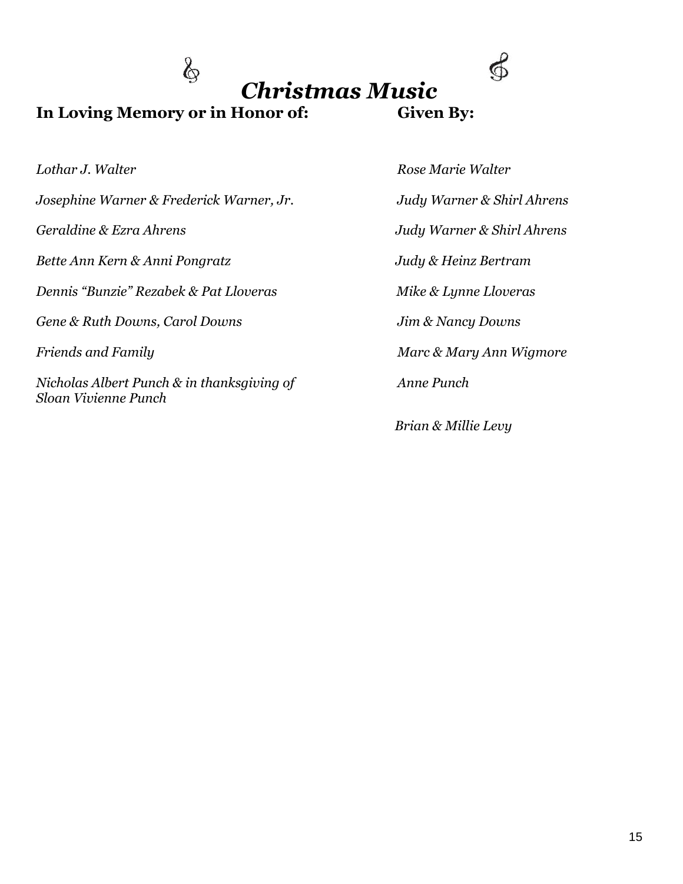# *Christmas Music*

| In Loving Memory or in Honor of: | Given By: |
|---|---|
| *Lothar J. Walter* | *Rose Marie Walter* |
| *Josephine Warner & Frederick Warner, Jr.* | *Judy Warner & Shirl Ahrens* |
| *Geraldine & Ezra Ahrens* | *Judy Warner & Shirl Ahrens* |
| *Bette Ann Kern & Anni Pongratz* | *Judy & Heinz Bertram* |
| *Dennis "Bunzie" Rezabek & Pat Lloveras* | *Mike & Lynne Lloveras* |
| *Gene & Ruth Downs, Carol Downs* | *Jim & Nancy Downs* |
| *Friends and Family* | *Marc & Mary Ann Wigmore* |
| *Nicholas Albert Punch & in thanksgiving of Sloan Vivienne Punch* | *Anne Punch* |
| | *Brian & Millie Levy* |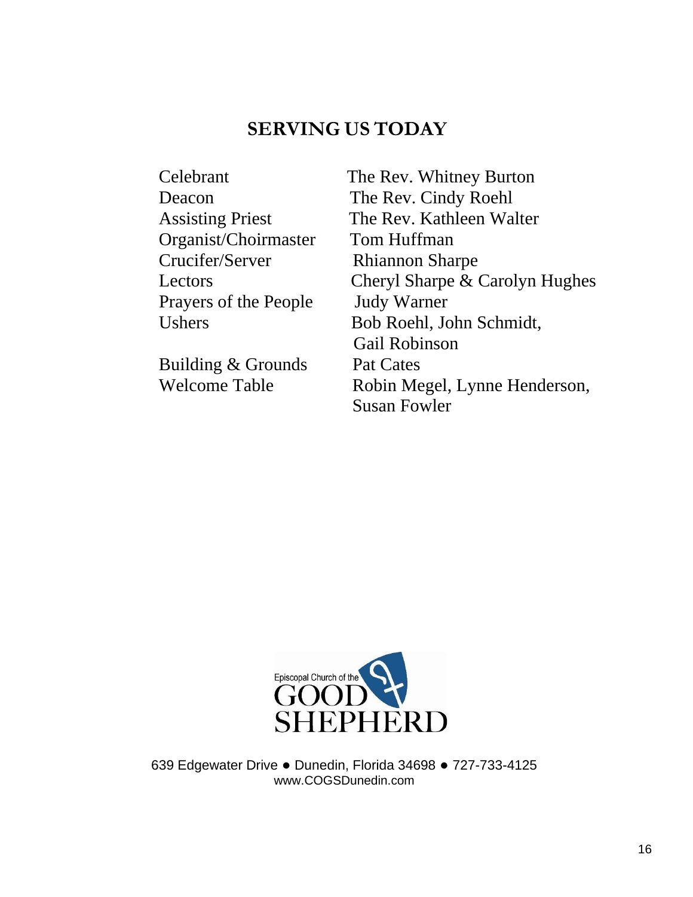## SERVING US TODAY

| | |
|---|---|
| Celebrant | The Rev. Whitney Burton |
| Deacon | The Rev. Cindy Roehl |
| Assisting Priest | The Rev. Kathleen Walter |
| Organist/Choirmaster | Tom Huffman |
| Crucifer/Server | Rhiannon Sharpe |
| Lectors | Cheryl Sharpe & Carolyn Hughes |
| Prayers of the People | Judy Warner |
| Ushers | Bob Roehl, John Schmidt, Gail Robinson |
| Building & Grounds | Pat Cates |
| Welcome Table | Robin Megel, Lynne Henderson, Susan Fowler |

Episcopal Church of the GOOD SHEPHERD

639 Edgewater Drive ● Dunedin, Florida 34698 ● 727-733-4125
www.COGSDunedin.com